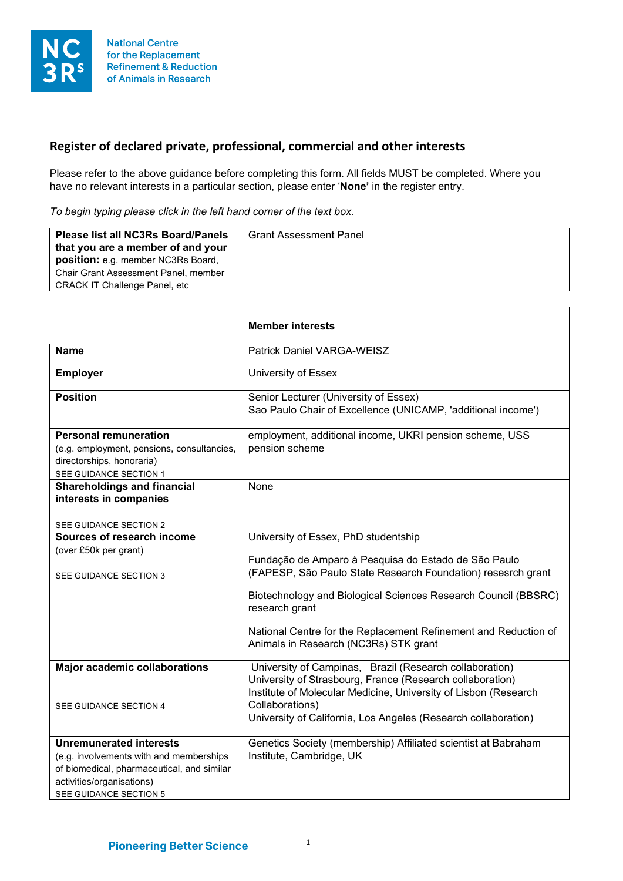National Centre for the Replacement Refinement & Reduction of Animals in Research

## Register of declared private, professional, commercial and other interests

Please refer to the above guidance before completing this form. All fields MUST be completed. Where you have no relevant interests in a particular section, please enter '**None**' in the register entry.

*To begin typing please click in the left hand corner of the text box.*

| **Please list all NC3Rs Board/Panels that you are a member of and your position:** e.g. member NC3Rs Board, Chair Grant Assessment Panel, member CRACK IT Challenge Panel, etc | Grant Assessment Panel |
|---|---|

| | **Member interests** |
|---|---|
| **Name** | Patrick Daniel VARGA-WEISZ |
| **Employer** | University of Essex |
| **Position** | Senior Lecturer (University of Essex)<br>Sao Paulo Chair of Excellence (UNICAMP, 'additional income') |
| **Personal remuneration**<br>(e.g. employment, pensions, consultancies, directorships, honoraria)<br>SEE GUIDANCE SECTION 1 | employment, additional income, UKRI pension scheme, USS pension scheme |
| **Shareholdings and financial interests in companies**<br><br>SEE GUIDANCE SECTION 2 | None |
| **Sources of research income**<br>(over £50k per grant)<br><br>SEE GUIDANCE SECTION 3 | University of Essex, PhD studentship<br><br>Fundação de Amparo à Pesquisa do Estado de São Paulo (FAPESP, São Paulo State Research Foundation) resesrch grant<br><br>Biotechnology and Biological Sciences Research Council (BBSRC) research grant<br><br>National Centre for the Replacement Refinement and Reduction of Animals in Research (NC3Rs) STK grant |
| **Major academic collaborations**<br><br>SEE GUIDANCE SECTION 4 | University of Campinas, Brazil (Research collaboration)<br>University of Strasbourg, France (Research collaboration)<br>Institute of Molecular Medicine, University of Lisbon (Research Collaborations)<br>University of California, Los Angeles (Research collaboration) |
| **Unremunerated interests**<br>(e.g. involvements with and memberships of biomedical, pharmaceutical, and similar activities/organisations)<br>SEE GUIDANCE SECTION 5 | Genetics Society (membership) Affiliated scientist at Babraham Institute, Cambridge, UK |

Pioneering Better Science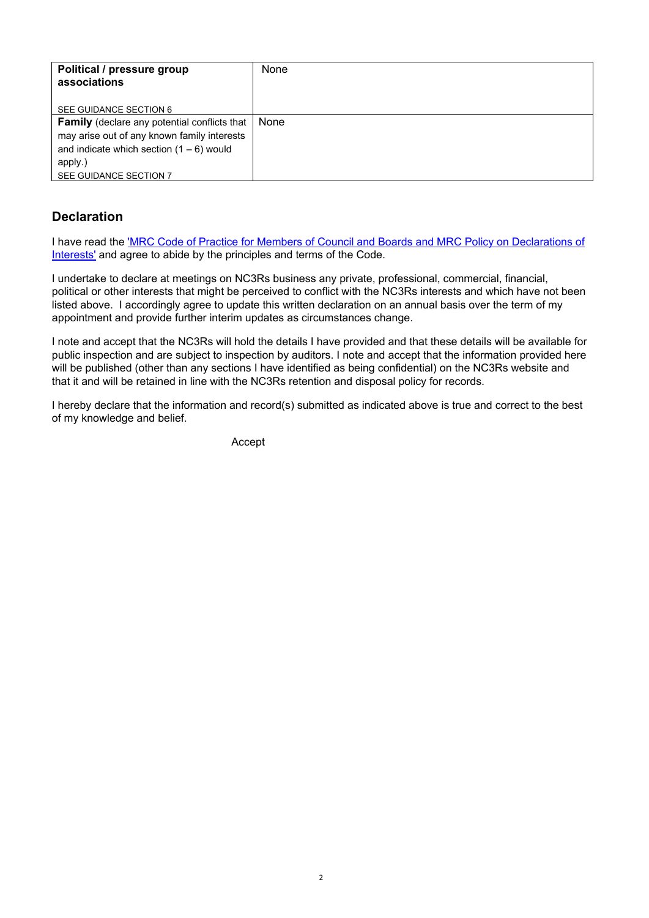| | |
|---|---|
| **Political / pressure group associations**<br><br>SEE GUIDANCE SECTION 6 | None |
| **Family** (declare any potential conflicts that may arise out of any known family interests and indicate which section (1 – 6) would apply.)<br>SEE GUIDANCE SECTION 7 | None |

## Declaration

I have read the 'MRC Code of Practice for Members of Council and Boards and MRC Policy on Declarations of Interests' and agree to abide by the principles and terms of the Code.

I undertake to declare at meetings on NC3Rs business any private, professional, commercial, financial, political or other interests that might be perceived to conflict with the NC3Rs interests and which have not been listed above. I accordingly agree to update this written declaration on an annual basis over the term of my appointment and provide further interim updates as circumstances change.

I note and accept that the NC3Rs will hold the details I have provided and that these details will be available for public inspection and are subject to inspection by auditors. I note and accept that the information provided here will be published (other than any sections I have identified as being confidential) on the NC3Rs website and that it and will be retained in line with the NC3Rs retention and disposal policy for records.

I hereby declare that the information and record(s) submitted as indicated above is true and correct to the best of my knowledge and belief.

Accept